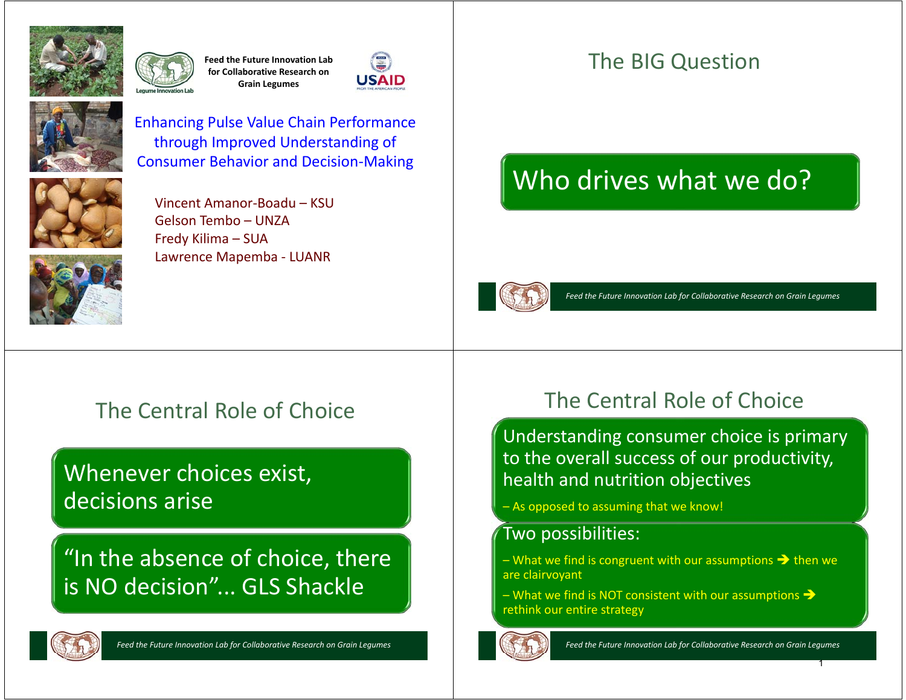Feed the Future Innovation Lab for Collaborative Research on Grain Legumes

# Enhancing Pulse Value Chain Performance through Improved Understanding of Consumer Behavior and Decision-Making

Vincent Amanor-Boadu – KSU
Gelson Tembo – UNZA
Fredy Kilima – SUA
Lawrence Mapemba - LUANR

## The BIG Question

Who drives what we do?

## The Central Role of Choice

Whenever choices exist, decisions arise

"In the absence of choice, there is NO decision"... GLS Shackle

## The Central Role of Choice

Understanding consumer choice is primary to the overall success of our productivity, health and nutrition objectives

– As opposed to assuming that we know!

Two possibilities:

– What we find is congruent with our assumptions ➔ then we are clairvoyant

– What we find is NOT consistent with our assumptions ➔ rethink our entire strategy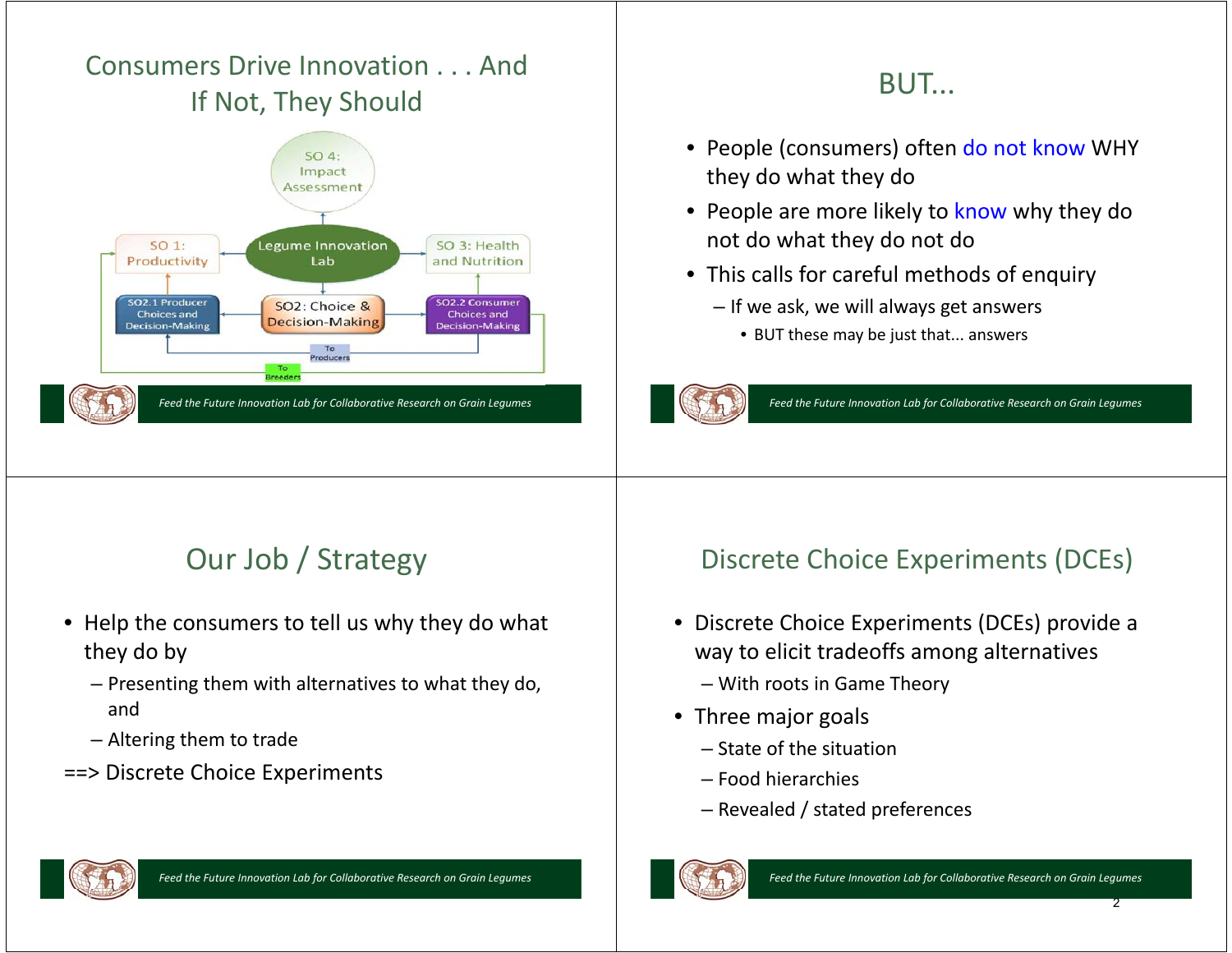## Consumers Drive Innovation . . . And If Not, They Should

SO 4: Impact Assessment

SO 1: Productivity

Legume Innovation Lab

SO 3: Health and Nutrition

SO2.1 Producer Choices and Decision-Making

SO2: Choice & Decision-Making

SO2.2 Consumer Choices and Decision-Making

To Producers

To Breeders

## BUT...

- People (consumers) often do not know WHY they do what they do
- People are more likely to know why they do not do what they do not do
- This calls for careful methods of enquiry
  - If we ask, we will always get answers
    - BUT these may be just that... answers

## Our Job / Strategy

- Help the consumers to tell us why they do what they do by
  - Presenting them with alternatives to what they do, and
  - Altering them to trade

==> Discrete Choice Experiments

## Discrete Choice Experiments (DCEs)

- Discrete Choice Experiments (DCEs) provide a way to elicit tradeoffs among alternatives
  - With roots in Game Theory
- Three major goals
  - State of the situation
  - Food hierarchies
  - Revealed / stated preferences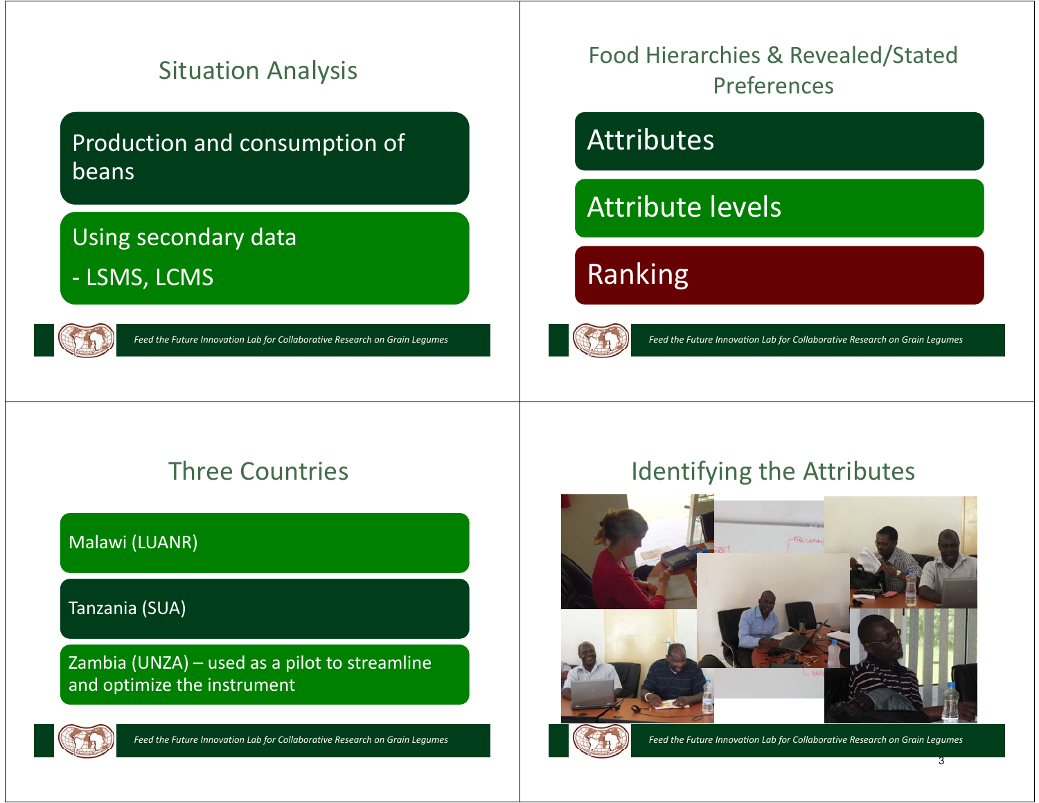## Situation Analysis

Production and consumption of beans

Using secondary data

- LSMS, LCMS

## Food Hierarchies & Revealed/Stated Preferences

Attributes

Attribute levels

Ranking

## Three Countries

Malawi (LUANR)

Tanzania (SUA)

Zambia (UNZA) – used as a pilot to streamline and optimize the instrument

## Identifying the Attributes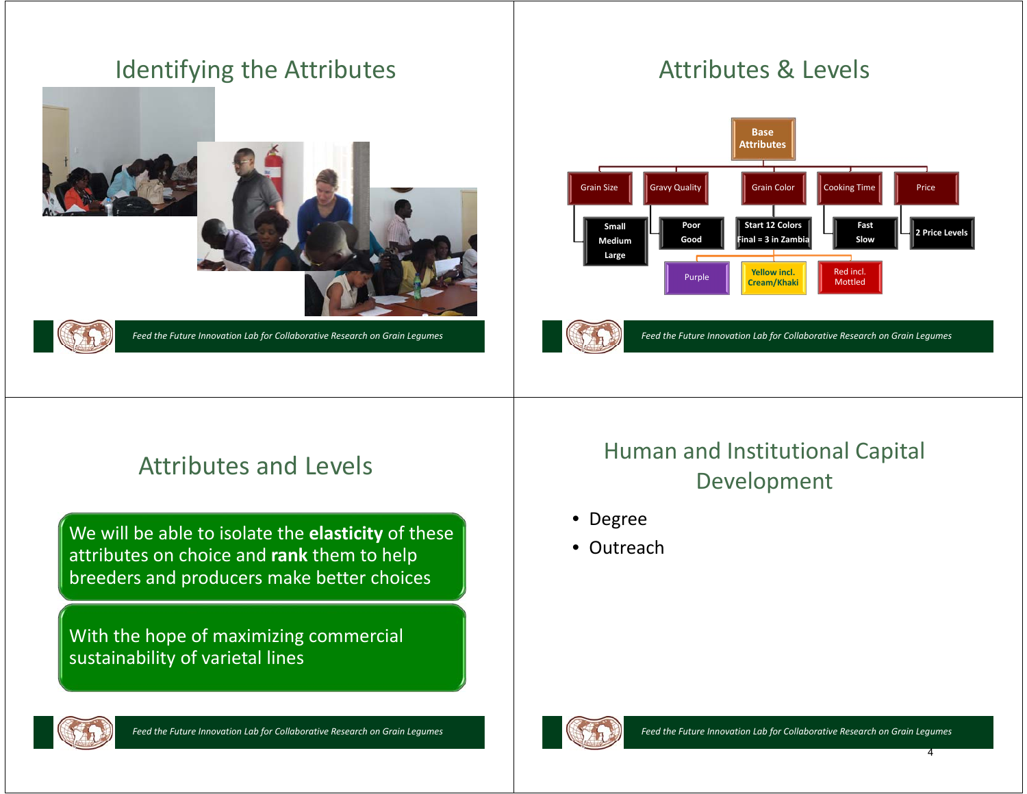## Identifying the Attributes

## Attributes & Levels

- **Base Attributes**
  - Grain Size
    - Small
    - Medium
    - Large
  - Gravy Quality
    - Poor
    - Good
  - Grain Color
    - Start 12 Colors
    - Final = 3 in Zambia
      - Purple
      - Yellow incl. Cream/Khaki
      - Red incl. Mottled
  - Cooking Time
    - Fast
    - Slow
  - Price
    - 2 Price Levels

## Attributes and Levels

We will be able to isolate the **elasticity** of these attributes on choice and **rank** them to help breeders and producers make better choices

With the hope of maximizing commercial sustainability of varietal lines

## Human and Institutional Capital Development

- Degree
- Outreach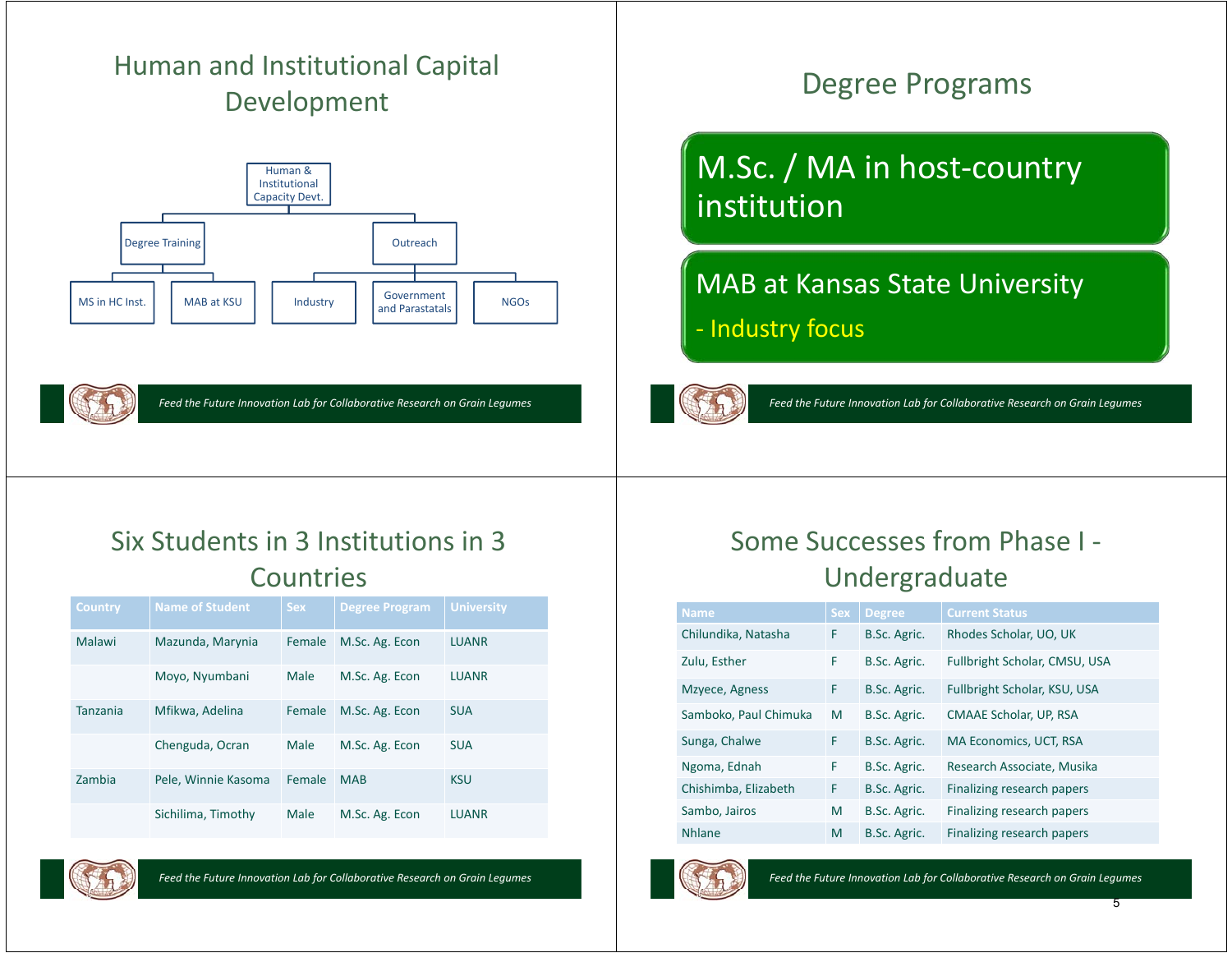## Human and Institutional Capital Development

- Human & Institutional Capacity Devt.
  - Degree Training
    - MS in HC Inst.
    - MAB at KSU
  - Outreach
    - Industry
    - Government and Parastatals
    - NGOs

## Degree Programs

M.Sc. / MA in host-country institution

MAB at Kansas State University

- Industry focus

## Six Students in 3 Institutions in 3 Countries

| Country | Name of Student | Sex | Degree Program | University |
|---|---|---|---|---|
| Malawi | Mazunda, Marynia | Female | M.Sc. Ag. Econ | LUANR |
| | Moyo, Nyumbani | Male | M.Sc. Ag. Econ | LUANR |
| Tanzania | Mfikwa, Adelina | Female | M.Sc. Ag. Econ | SUA |
| | Chenguda, Ocran | Male | M.Sc. Ag. Econ | SUA |
| Zambia | Pele, Winnie Kasoma | Female | MAB | KSU |
| | Sichilima, Timothy | Male | M.Sc. Ag. Econ | LUANR |

## Some Successes from Phase I - Undergraduate

| Name | Sex | Degree | Current Status |
|---|---|---|---|
| Chilundika, Natasha | F | B.Sc. Agric. | Rhodes Scholar, UO, UK |
| Zulu, Esther | F | B.Sc. Agric. | Fullbright Scholar, CMSU, USA |
| Mzyece, Agness | F | B.Sc. Agric. | Fullbright Scholar, KSU, USA |
| Samboko, Paul Chimuka | M | B.Sc. Agric. | CMAAE Scholar, UP, RSA |
| Sunga, Chalwe | F | B.Sc. Agric. | MA Economics, UCT, RSA |
| Ngoma, Ednah | F | B.Sc. Agric. | Research Associate, Musika |
| Chishimba, Elizabeth | F | B.Sc. Agric. | Finalizing research papers |
| Sambo, Jairos | M | B.Sc. Agric. | Finalizing research papers |
| Nhlane | M | B.Sc. Agric. | Finalizing research papers |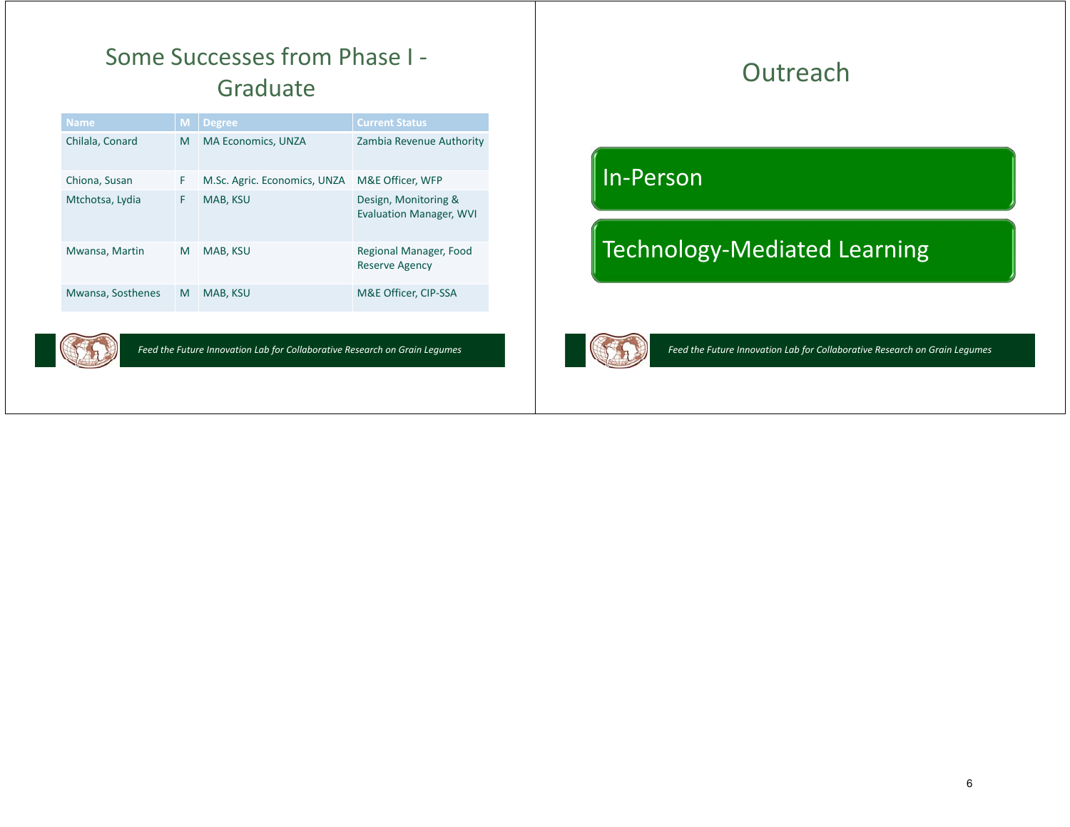## Some Successes from Phase I - Graduate

| Name | M | Degree | Current Status |
|---|---|---|---|
| Chilala, Conard | M | MA Economics, UNZA | Zambia Revenue Authority |
| Chiona, Susan | F | M.Sc. Agric. Economics, UNZA | M&E Officer, WFP |
| Mtchotsa, Lydia | F | MAB, KSU | Design, Monitoring & Evaluation Manager, WVI |
| Mwansa, Martin | M | MAB, KSU | Regional Manager, Food Reserve Agency |
| Mwansa, Sosthenes | M | MAB, KSU | M&E Officer, CIP-SSA |

*Feed the Future Innovation Lab for Collaborative Research on Grain Legumes*

## Outreach

- In-Person
- Technology-Mediated Learning

*Feed the Future Innovation Lab for Collaborative Research on Grain Legumes*